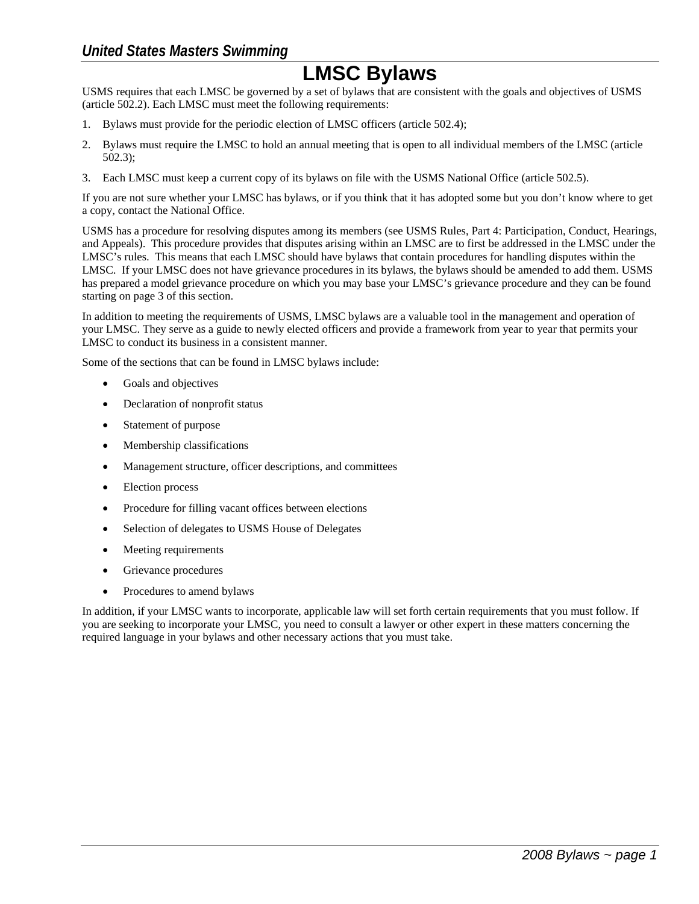# LMSC Bylaws

USMS requires that each LMSC be governed by a set of bylaws that are consistent with the goals and objectives of USMS (article 502.2). Each LMSC must meet the following requirements:

1. Bylaws must provide for the periodic election of LMSC officers (article 502.4);
2. Bylaws must require the LMSC to hold an annual meeting that is open to all individual members of the LMSC (article 502.3);
3. Each LMSC must keep a current copy of its bylaws on file with the USMS National Office (article 502.5).

If you are not sure whether your LMSC has bylaws, or if you think that it has adopted some but you don't know where to get a copy, contact the National Office.

USMS has a procedure for resolving disputes among its members (see USMS Rules, Part 4: Participation, Conduct, Hearings, and Appeals). This procedure provides that disputes arising within an LMSC are to first be addressed in the LMSC under the LMSC's rules. This means that each LMSC should have bylaws that contain procedures for handling disputes within the LMSC. If your LMSC does not have grievance procedures in its bylaws, the bylaws should be amended to add them. USMS has prepared a model grievance procedure on which you may base your LMSC's grievance procedure and they can be found starting on page 3 of this section.

In addition to meeting the requirements of USMS, LMSC bylaws are a valuable tool in the management and operation of your LMSC. They serve as a guide to newly elected officers and provide a framework from year to year that permits your LMSC to conduct its business in a consistent manner.

Some of the sections that can be found in LMSC bylaws include:

- Goals and objectives
- Declaration of nonprofit status
- Statement of purpose
- Membership classifications
- Management structure, officer descriptions, and committees
- Election process
- Procedure for filling vacant offices between elections
- Selection of delegates to USMS House of Delegates
- Meeting requirements
- Grievance procedures
- Procedures to amend bylaws

In addition, if your LMSC wants to incorporate, applicable law will set forth certain requirements that you must follow. If you are seeking to incorporate your LMSC, you need to consult a lawyer or other expert in these matters concerning the required language in your bylaws and other necessary actions that you must take.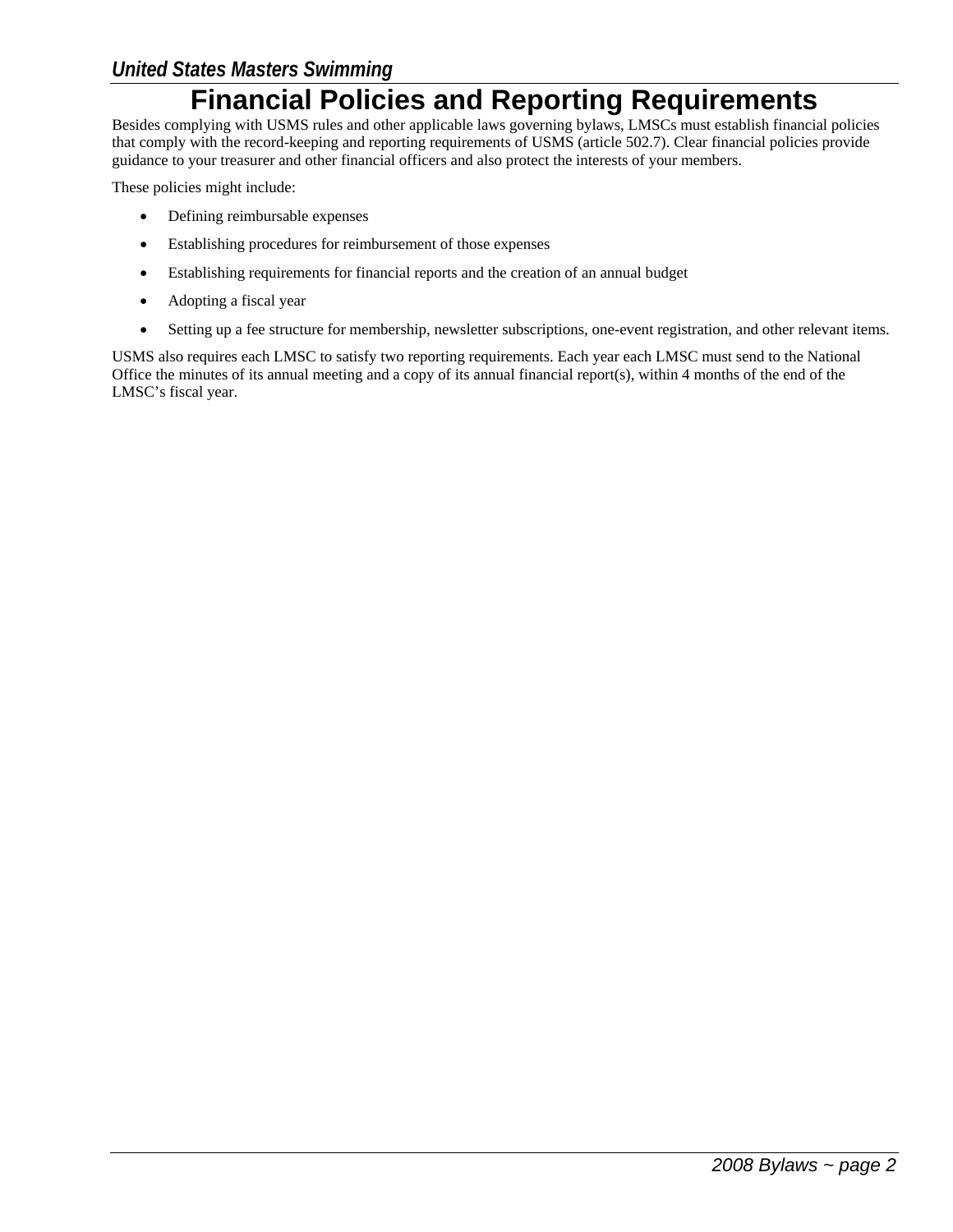# Financial Policies and Reporting Requirements

Besides complying with USMS rules and other applicable laws governing bylaws, LMSCs must establish financial policies that comply with the record-keeping and reporting requirements of USMS (article 502.7). Clear financial policies provide guidance to your treasurer and other financial officers and also protect the interests of your members.

These policies might include:

- Defining reimbursable expenses
- Establishing procedures for reimbursement of those expenses
- Establishing requirements for financial reports and the creation of an annual budget
- Adopting a fiscal year
- Setting up a fee structure for membership, newsletter subscriptions, one-event registration, and other relevant items.

USMS also requires each LMSC to satisfy two reporting requirements. Each year each LMSC must send to the National Office the minutes of its annual meeting and a copy of its annual financial report(s), within 4 months of the end of the LMSC's fiscal year.